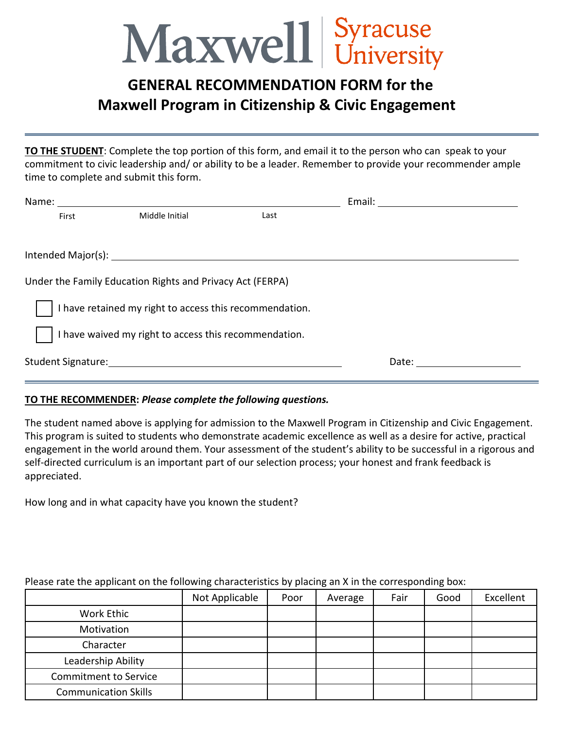# Maxwell | Syracuse University

## GENERAL RECOMMENDATION FORM for the Maxwell Program in Citizenship & Civic Engagement

---

**TO THE STUDENT**: Complete the top portion of this form, and email it to the person who can speak to your commitment to civic leadership and/ or ability to be a leader. Remember to provide your recommender ample time to complete and submit this form.

Name: ______________________________________________ Email: ______________________
First Middle Initial Last

Intended Major(s): ____________________________________________________________

Under the Family Education Rights and Privacy Act (FERPA)

☐ I have retained my right to access this recommendation.

☐ I have waived my right to access this recommendation.

Student Signature: ______________________________________ Date: ________________

---

**TO THE RECOMMENDER:** ***Please complete the following questions.***

The student named above is applying for admission to the Maxwell Program in Citizenship and Civic Engagement. This program is suited to students who demonstrate academic excellence as well as a desire for active, practical engagement in the world around them. Your assessment of the student's ability to be successful in a rigorous and self-directed curriculum is an important part of our selection process; your honest and frank feedback is appreciated.

How long and in what capacity have you known the student?

Please rate the applicant on the following characteristics by placing an X in the corresponding box:

| | Not Applicable | Poor | Average | Fair | Good | Excellent |
|---|---|---|---|---|---|---|
| Work Ethic | | | | | | |
| Motivation | | | | | | |
| Character | | | | | | |
| Leadership Ability | | | | | | |
| Commitment to Service | | | | | | |
| Communication Skills | | | | | | |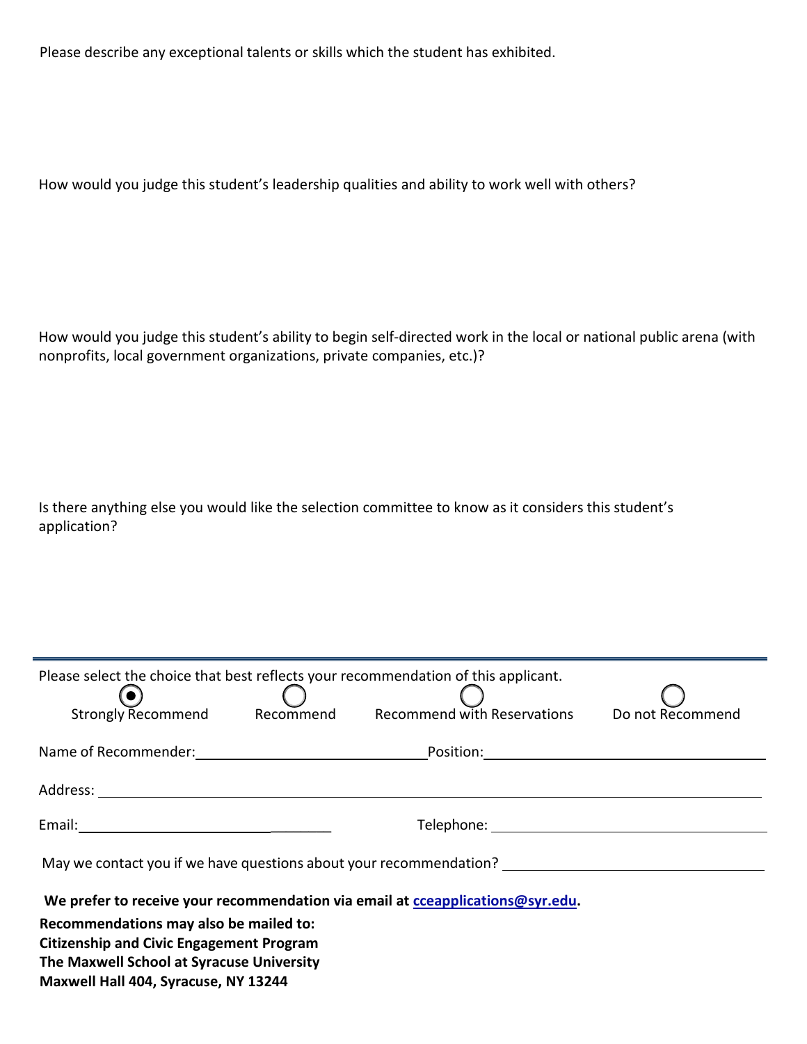Please describe any exceptional talents or skills which the student has exhibited.

How would you judge this student's leadership qualities and ability to work well with others?

How would you judge this student's ability to begin self-directed work in the local or national public arena (with nonprofits, local government organizations, private companies, etc.)?

Is there anything else you would like the selection committee to know as it considers this student's application?

---

Please select the choice that best reflects your recommendation of this applicant.

- (●) Strongly Recommend
- ( ) Recommend
- ( ) Recommend with Reservations
- ( ) Do not Recommend

Name of Recommender: ______________________ Position: ______________________

Address: ______________________________________________

Email: ______________________ Telephone: ______________________

May we contact you if we have questions about your recommendation? ______________________

**We prefer to receive your recommendation via email at [cceapplications@syr.edu](mailto:cceapplications@syr.edu).**

**Recommendations may also be mailed to:**
**Citizenship and Civic Engagement Program**
**The Maxwell School at Syracuse University**
**Maxwell Hall 404, Syracuse, NY 13244**